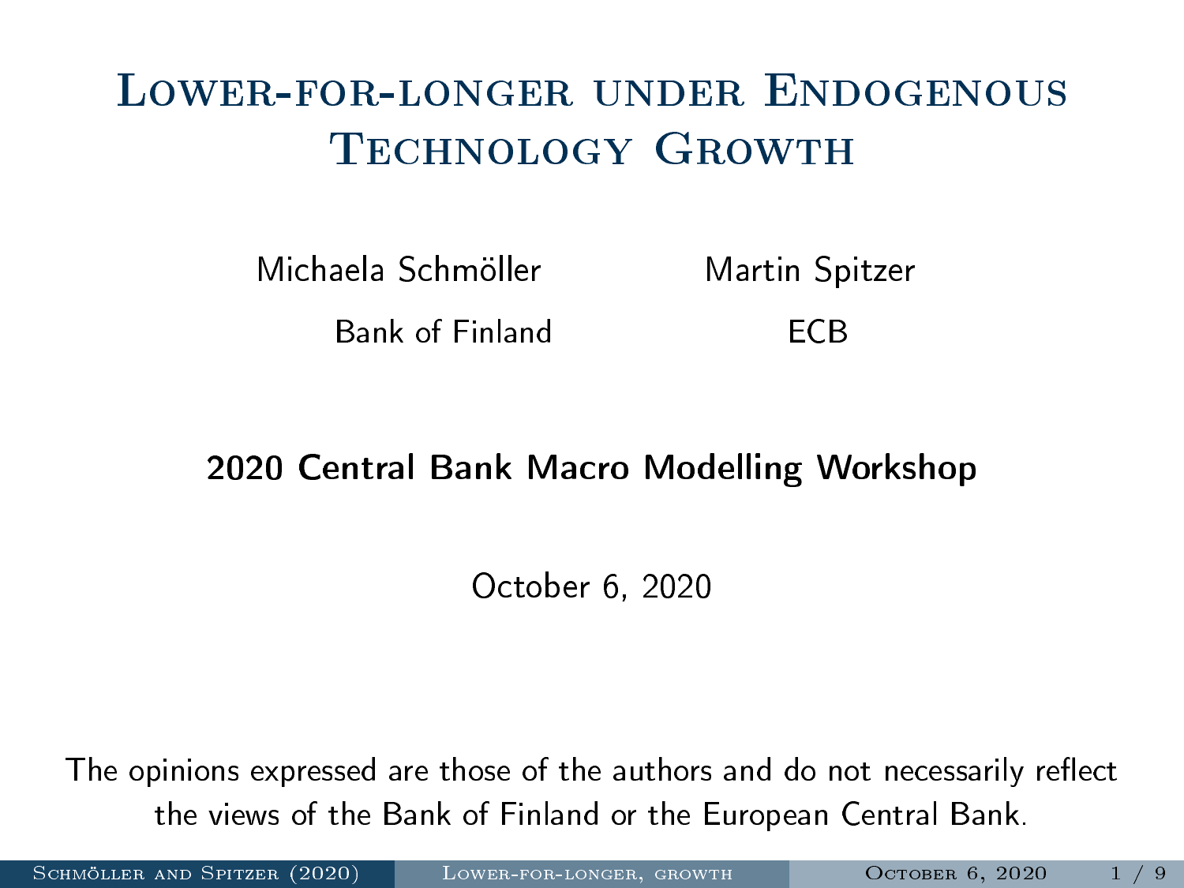# Lower-for-longer under Endogenous Technology Growth

Michaela Schmöller

Bank of Finland

Martin Spitzer

ECB

**2020 Central Bank Macro Modelling Workshop**

October 6, 2020

The opinions expressed are those of the authors and do not necessarily reflect the views of the Bank of Finland or the European Central Bank.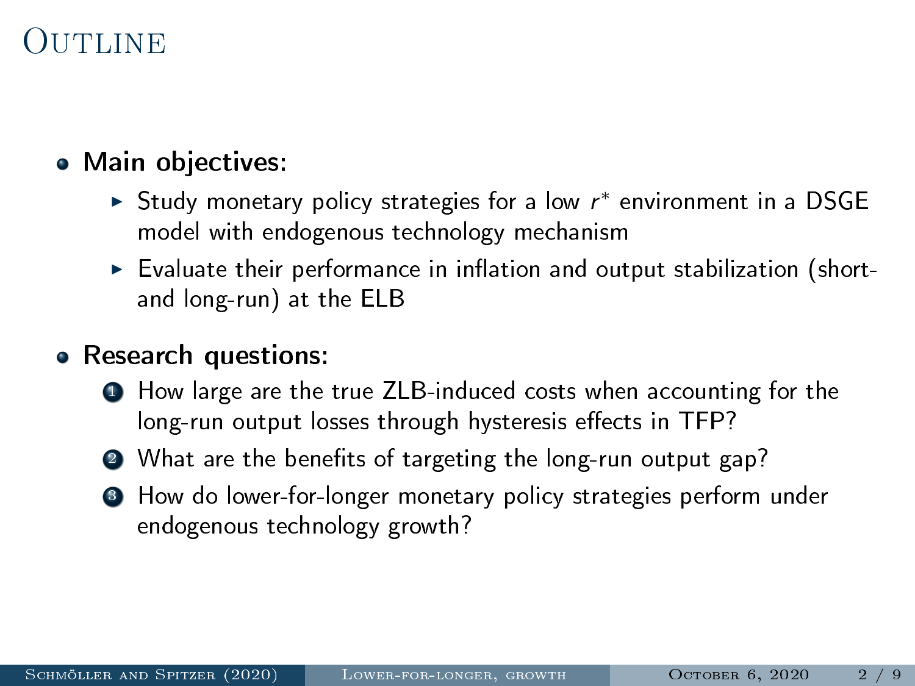# Outline

- **Main objectives:**
  - Study monetary policy strategies for a low $r^*$ environment in a DSGE model with endogenous technology mechanism
  - Evaluate their performance in inflation and output stabilization (short- and long-run) at the ELB
- **Research questions:**
  1. How large are the true ZLB-induced costs when accounting for the long-run output losses through hysteresis effects in TFP?
  2. What are the benefits of targeting the long-run output gap?
  3. How do lower-for-longer monetary policy strategies perform under endogenous technology growth?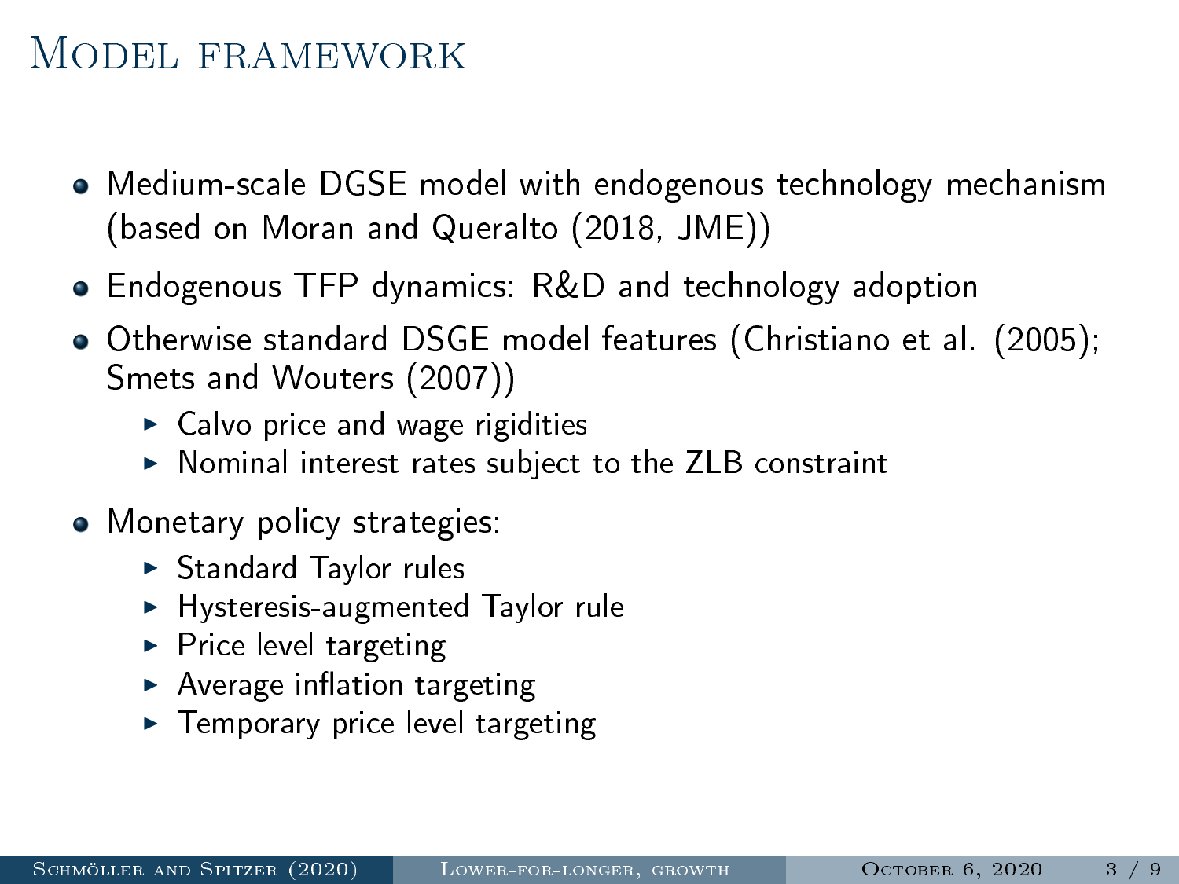# Model framework

- Medium-scale DGSE model with endogenous technology mechanism (based on Moran and Queralto (2018, JME))
- Endogenous TFP dynamics: R&D and technology adoption
- Otherwise standard DSGE model features (Christiano et al. (2005); Smets and Wouters (2007))
  - Calvo price and wage rigidities
  - Nominal interest rates subject to the ZLB constraint
- Monetary policy strategies:
  - Standard Taylor rules
  - Hysteresis-augmented Taylor rule
  - Price level targeting
  - Average inflation targeting
  - Temporary price level targeting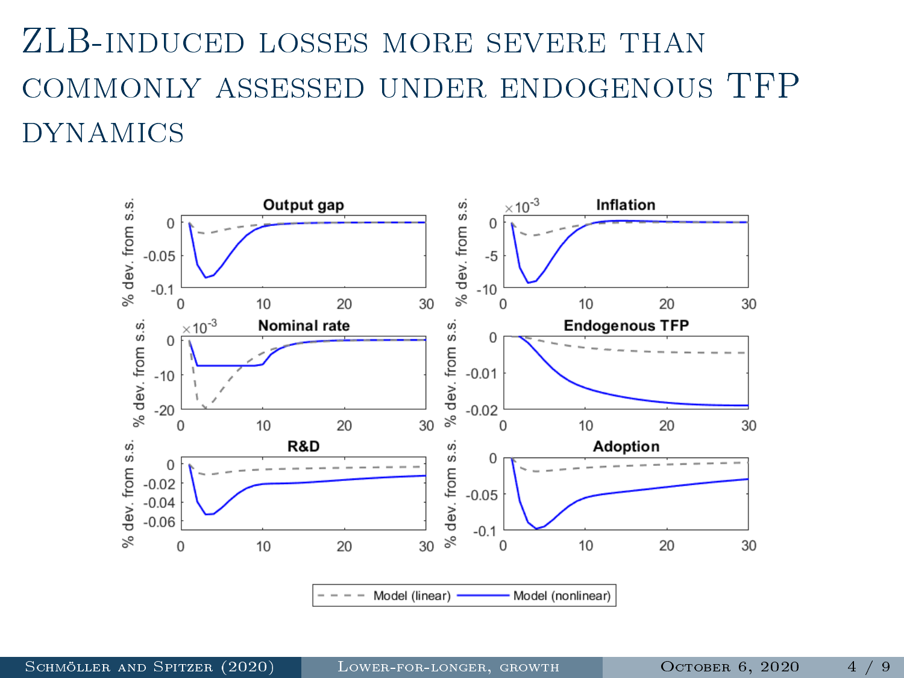# ZLB-induced losses more severe than commonly assessed under endogenous TFP dynamics

Output gap

% dev. from s.s.

0

-0.05

-0.1

0 10 20 30

Inflation

$\times 10^{-3}$

% dev. from s.s.

0

-5

-10

0 10 20 30

Nominal rate

$\times 10^{-3}$

% dev. from s.s.

0

-10

-20

0 10 20 30

Endogenous TFP

% dev. from s.s.

0

-0.01

-0.02

0 10 20 30

R&D

% dev. from s.s.

0

-0.02

-0.04

-0.06

0 10 20 30

Adoption

% dev. from s.s.

0

-0.05

-0.1

0 10 20 30

Model (linear) Model (nonlinear)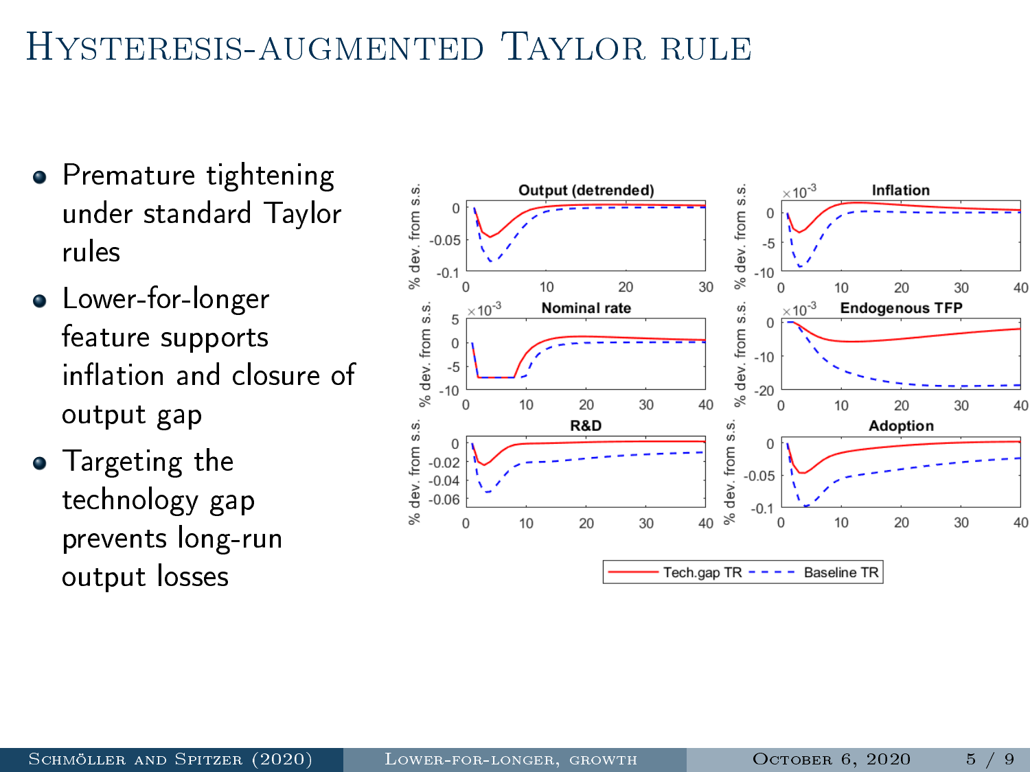# Hysteresis-augmented Taylor rule

- Premature tightening under standard Taylor rules
- Lower-for-longer feature supports inflation and closure of output gap
- Targeting the technology gap prevents long-run output losses

Output (detrended)
% dev. from s.s.
0
-0.05
-0.1
0 10 20 30

Inflation
$\times 10^{-3}$
% dev. from s.s.
0
-5
-10
0 10 20 30 40

Nominal rate
$\times 10^{-3}$
% dev. from s.s.
5
0
-5
-10
0 10 20 30 40

Endogenous TFP
$\times 10^{-3}$
% dev. from s.s.
0
-10
-20
0 10 20 30 40

R&D
% dev. from s.s.
0
-0.02
-0.04
-0.06
0 10 20 30 40

Adoption
% dev. from s.s.
0
-0.05
-0.1
0 10 20 30 40

Tech.gap TR
Baseline TR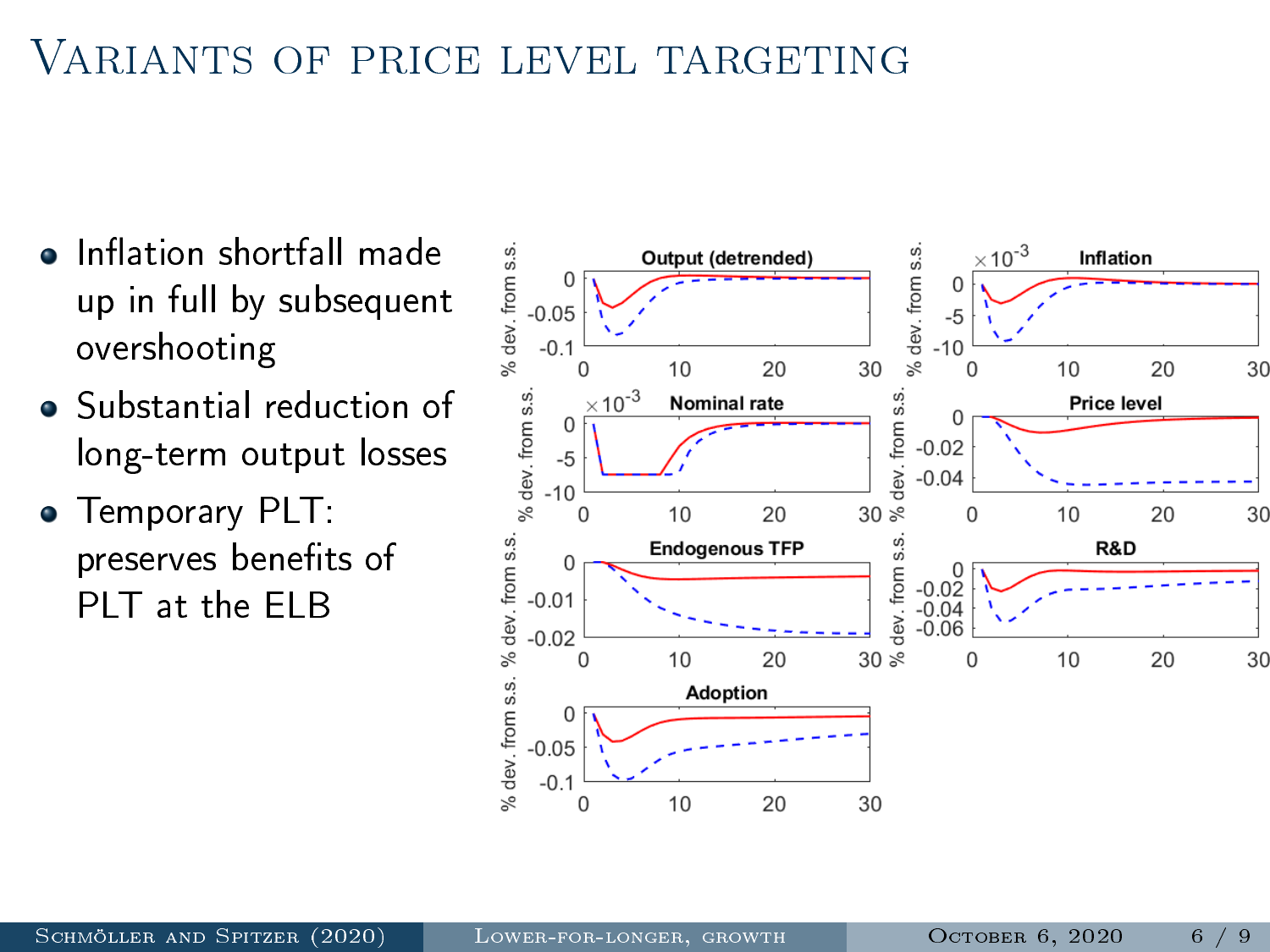# Variants of price level targeting

- Inflation shortfall made up in full by subsequent overshooting
- Substantial reduction of long-term output losses
- Temporary PLT: preserves benefits of PLT at the ELB

Output (detrended)

% dev. from s.s.

0
-0.05
-0.1
0 10 20 30

Inflation

$\times 10^{-3}$

% dev. from s.s.

0
-5
-10
0 10 20 30

Nominal rate

$\times 10^{-3}$

% dev. from s.s.

0
-5
-10
0 10 20 30

Price level

% dev. from s.s.

0
-0.02
-0.04
0 10 20 30

Endogenous TFP

% dev. from s.s.

0
-0.01
-0.02
0 10 20 30

R&D

% dev. from s.s.

0
-0.02
-0.04
-0.06
0 10 20 30

Adoption

% dev. from s.s.

0
-0.05
-0.1
0 10 20 30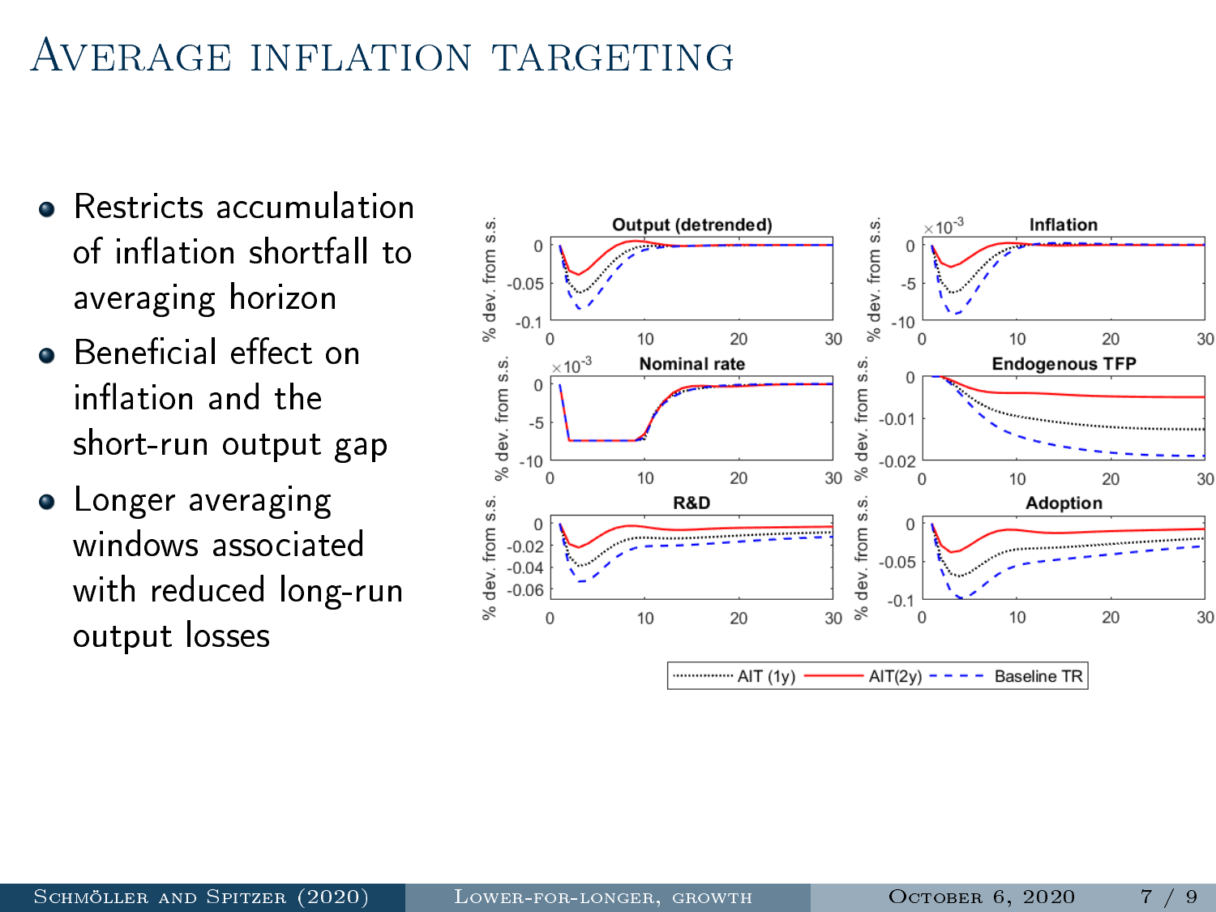# Average inflation targeting

- Restricts accumulation of inflation shortfall to averaging horizon
- Beneficial effect on inflation and the short-run output gap
- Longer averaging windows associated with reduced long-run output losses

Output (detrended)

% dev. from s.s.

0
-0.05
-0.1
0 10 20 30

Inflation

% dev. from s.s.

$\times 10^{-3}$

0
-5
-10
0 10 20 30

Nominal rate

% dev. from s.s.

$\times 10^{-3}$

0
-5
-10
0 10 20 30

Endogenous TFP

% dev. from s.s.

0
-0.01
-0.02
0 10 20 30

R&D

% dev. from s.s.

0
-0.02
-0.04
-0.06
0 10 20 30

Adoption

% dev. from s.s.

0
-0.05
-0.1
0 10 20 30

AIT (1y) AIT(2y) Baseline TR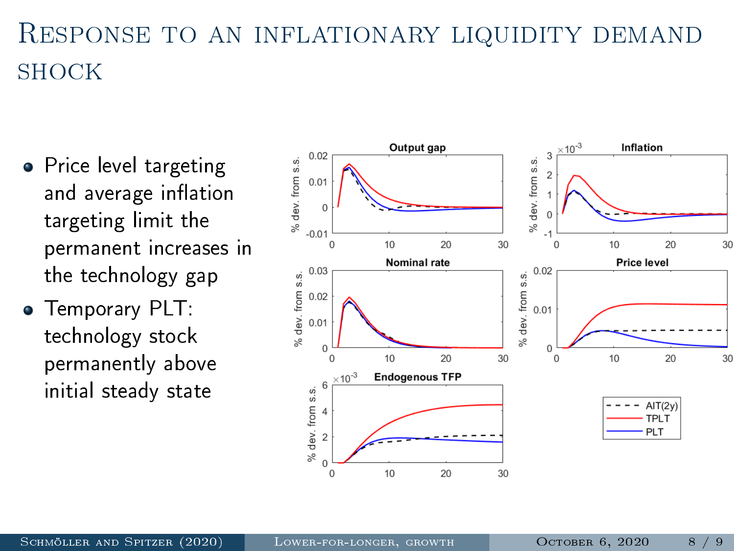# Response to an inflationary liquidity demand shock

- Price level targeting and average inflation targeting limit the permanent increases in the technology gap
- Temporary PLT: technology stock permanently above initial steady state

Output gap

% dev. from s.s.

0.02
0.01
0
-0.01

0 10 20 30

Inflation

$\times 10^{-3}$

% dev. from s.s.

3
2
1
0
-1

0 10 20 30

Nominal rate

% dev. from s.s.

0.03
0.02
0.01
0

0 10 20 30

Price level

% dev. from s.s.

0.02
0.01
0

0 10 20 30

Endogenous TFP

$\times 10^{-3}$

% dev. from s.s.

6
4
2
0

0 10 20 30

AIT(2y)
TPLT
PLT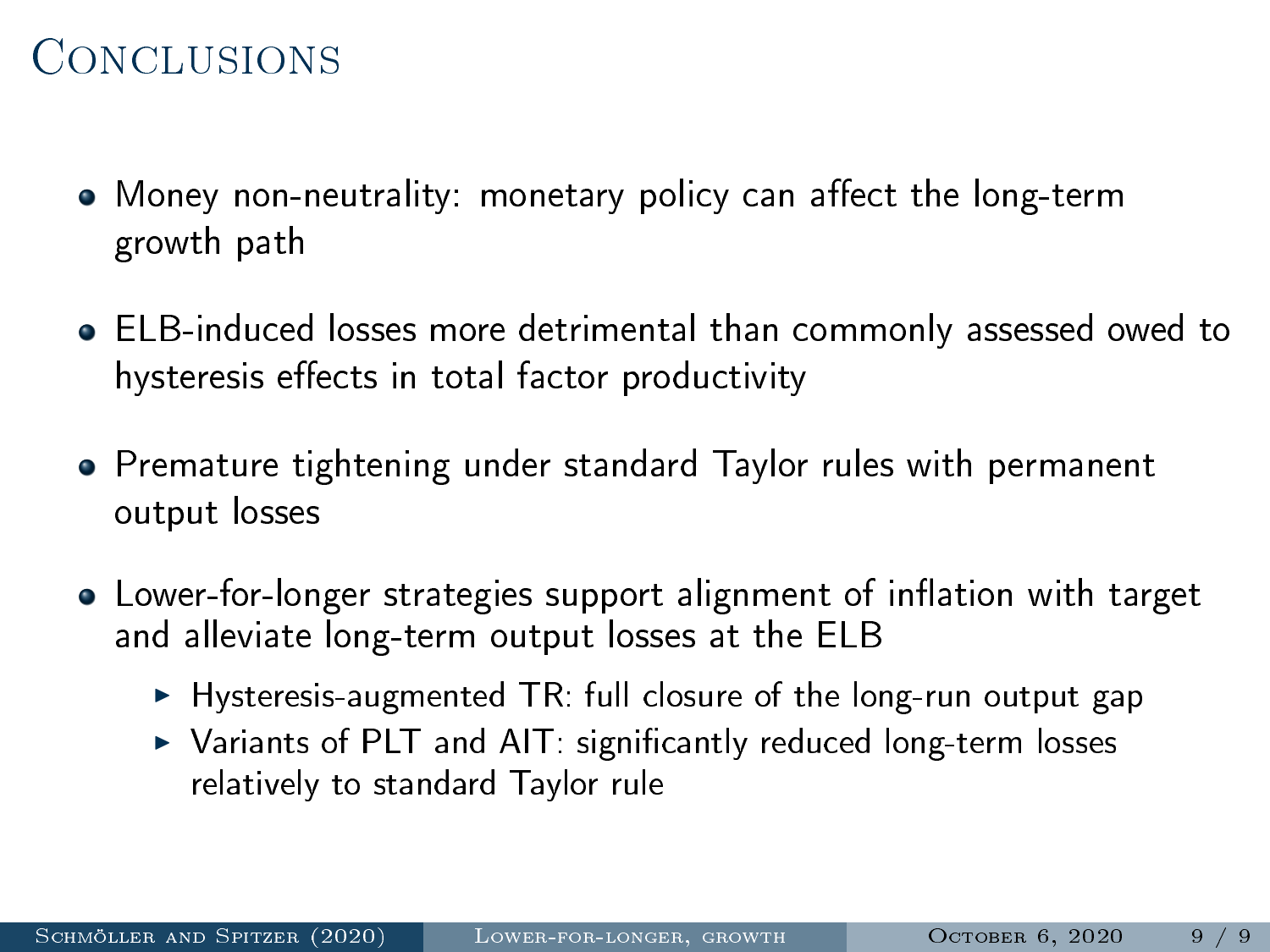# Conclusions

- Money non-neutrality: monetary policy can affect the long-term growth path
- ELB-induced losses more detrimental than commonly assessed owed to hysteresis effects in total factor productivity
- Premature tightening under standard Taylor rules with permanent output losses
- Lower-for-longer strategies support alignment of inflation with target and alleviate long-term output losses at the ELB
  - Hysteresis-augmented TR: full closure of the long-run output gap
  - Variants of PLT and AIT: significantly reduced long-term losses relatively to standard Taylor rule